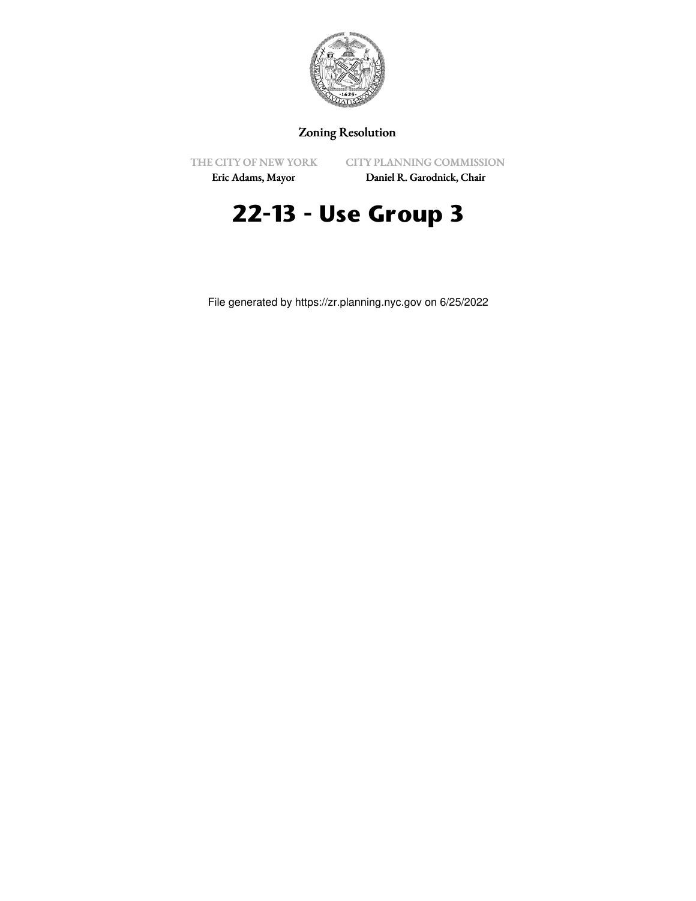Zoning Resolution

THE CITY OF NEW YORK
Eric Adams, Mayor

CITY PLANNING COMMISSION
Daniel R. Garodnick, Chair

# 22-13 - Use Group 3

File generated by https://zr.planning.nyc.gov on 6/25/2022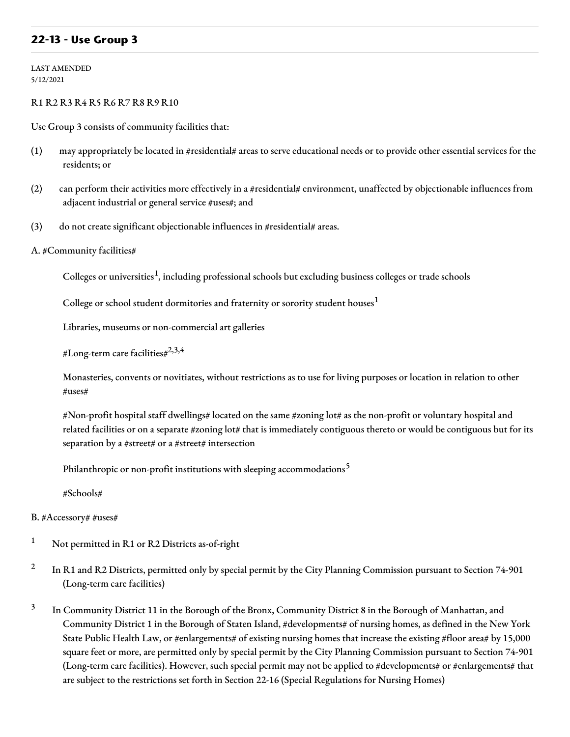## 22-13 - Use Group 3

LAST AMENDED
5/12/2021

R1 R2 R3 R4 R5 R6 R7 R8 R9 R10

Use Group 3 consists of community facilities that:

(1) may appropriately be located in #residential# areas to serve educational needs or to provide other essential services for the residents; or

(2) can perform their activities more effectively in a #residential# environment, unaffected by objectionable influences from adjacent industrial or general service #uses#; and

(3) do not create significant objectionable influences in #residential# areas.

A. #Community facilities#

Colleges or universities[1], including professional schools but excluding business colleges or trade schools

College or school student dormitories and fraternity or sorority student houses[1]

Libraries, museums or non-commercial art galleries

#Long-term care facilities#[2,3,4]

Monasteries, convents or novitiates, without restrictions as to use for living purposes or location in relation to other #uses#

#Non-profit hospital staff dwellings# located on the same #zoning lot# as the non-profit or voluntary hospital and related facilities or on a separate #zoning lot# that is immediately contiguous thereto or would be contiguous but for its separation by a #street# or a #street# intersection

Philanthropic or non-profit institutions with sleeping accommodations[5]

#Schools#

B. #Accessory# #uses#

[1] Not permitted in R1 or R2 Districts as-of-right

[2] In R1 and R2 Districts, permitted only by special permit by the City Planning Commission pursuant to Section 74-901 (Long-term care facilities)

[3] In Community District 11 in the Borough of the Bronx, Community District 8 in the Borough of Manhattan, and Community District 1 in the Borough of Staten Island, #developments# of nursing homes, as defined in the New York State Public Health Law, or #enlargements# of existing nursing homes that increase the existing #floor area# by 15,000 square feet or more, are permitted only by special permit by the City Planning Commission pursuant to Section 74-901 (Long-term care facilities). However, such special permit may not be applied to #developments# or #enlargements# that are subject to the restrictions set forth in Section 22-16 (Special Regulations for Nursing Homes)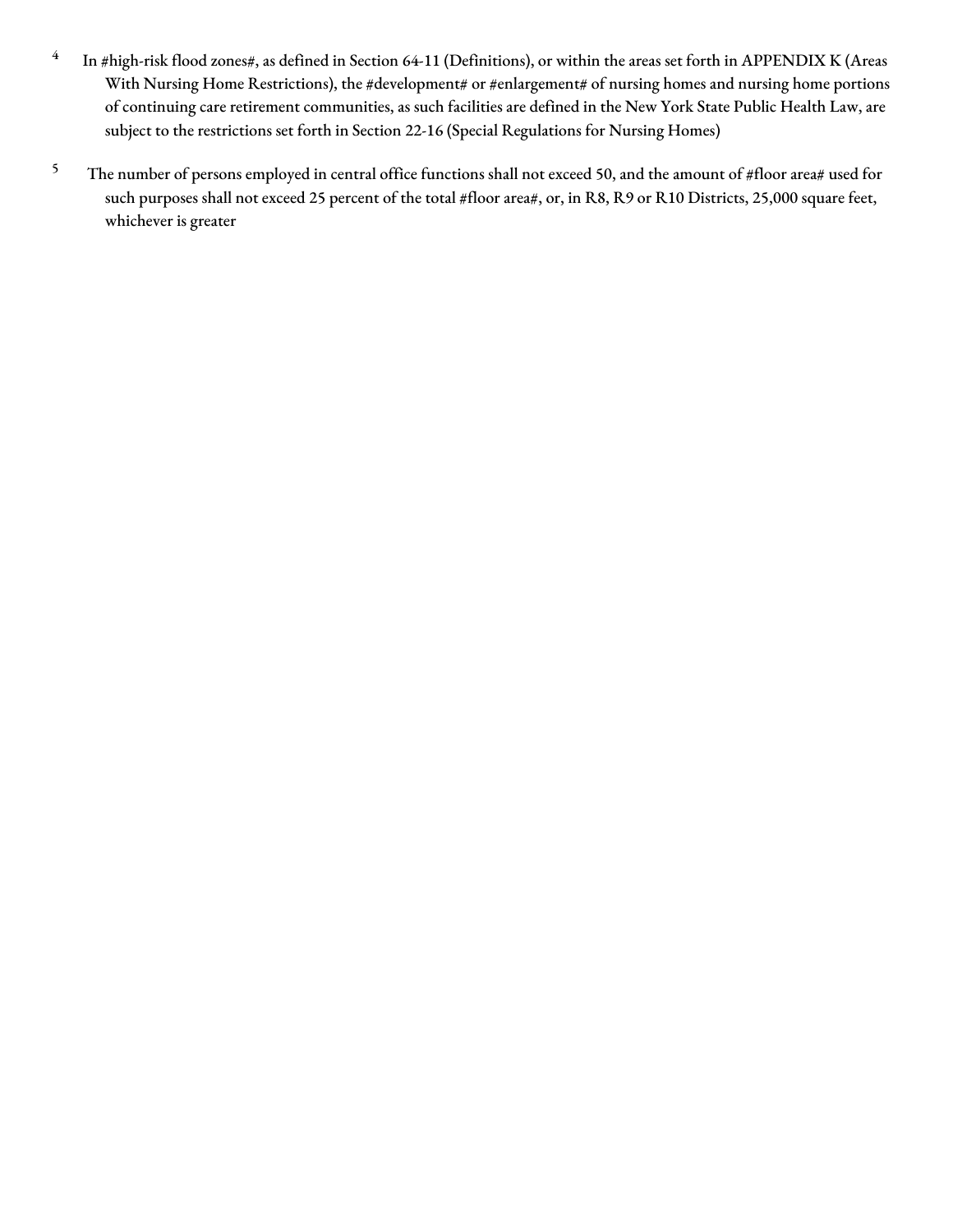4 In #high-risk flood zones#, as defined in Section 64-11 (Definitions), or within the areas set forth in APPENDIX K (Areas With Nursing Home Restrictions), the #development# or #enlargement# of nursing homes and nursing home portions of continuing care retirement communities, as such facilities are defined in the New York State Public Health Law, are subject to the restrictions set forth in Section 22-16 (Special Regulations for Nursing Homes)

5 The number of persons employed in central office functions shall not exceed 50, and the amount of #floor area# used for such purposes shall not exceed 25 percent of the total #floor area#, or, in R8, R9 or R10 Districts, 25,000 square feet, whichever is greater